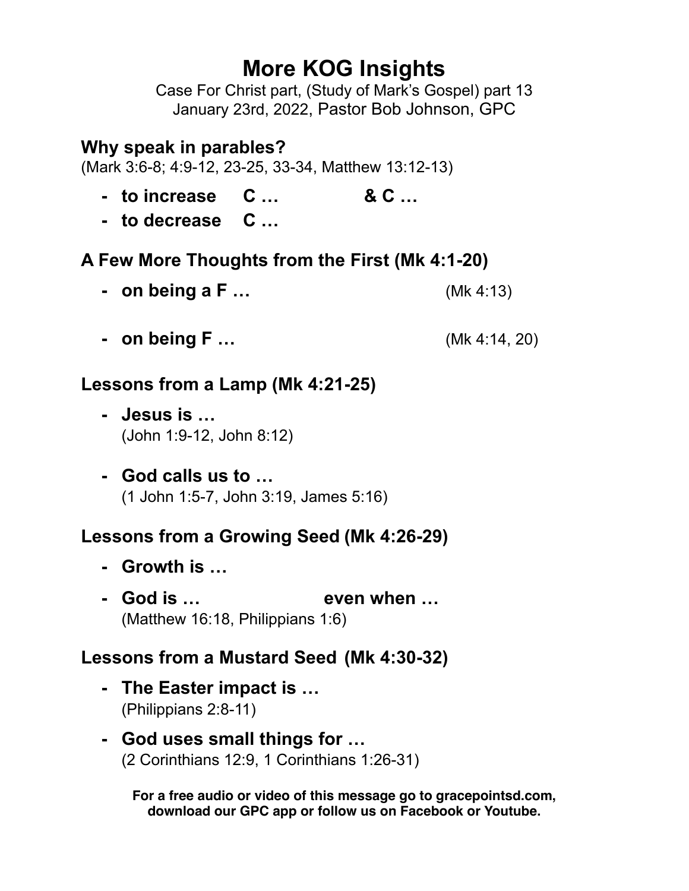# More KOG Insights

Case For Christ part, (Study of Mark's Gospel) part 13
January 23rd, 2022, Pastor Bob Johnson, GPC

## Why speak in parables?

(Mark 3:6-8; 4:9-12, 23-25, 33-34, Matthew 13:12-13)

- **to increase C … & C …**
- **to decrease C …**

## A Few More Thoughts from the First (Mk 4:1-20)

- **on being a F …** (Mk 4:13)
- **on being F …** (Mk 4:14, 20)

## Lessons from a Lamp (Mk 4:21-25)

- **Jesus is …**
  (John 1:9-12, John 8:12)
- **God calls us to …**
  (1 John 1:5-7, John 3:19, James 5:16)

## Lessons from a Growing Seed (Mk 4:26-29)

- **Growth is …**
- **God is … even when …**
  (Matthew 16:18, Philippians 1:6)

## Lessons from a Mustard Seed (Mk 4:30-32)

- **The Easter impact is …**
  (Philippians 2:8-11)
- **God uses small things for …**
  (2 Corinthians 12:9, 1 Corinthians 1:26-31)

**For a free audio or video of this message go to gracepointsd.com, download our GPC app or follow us on Facebook or Youtube.**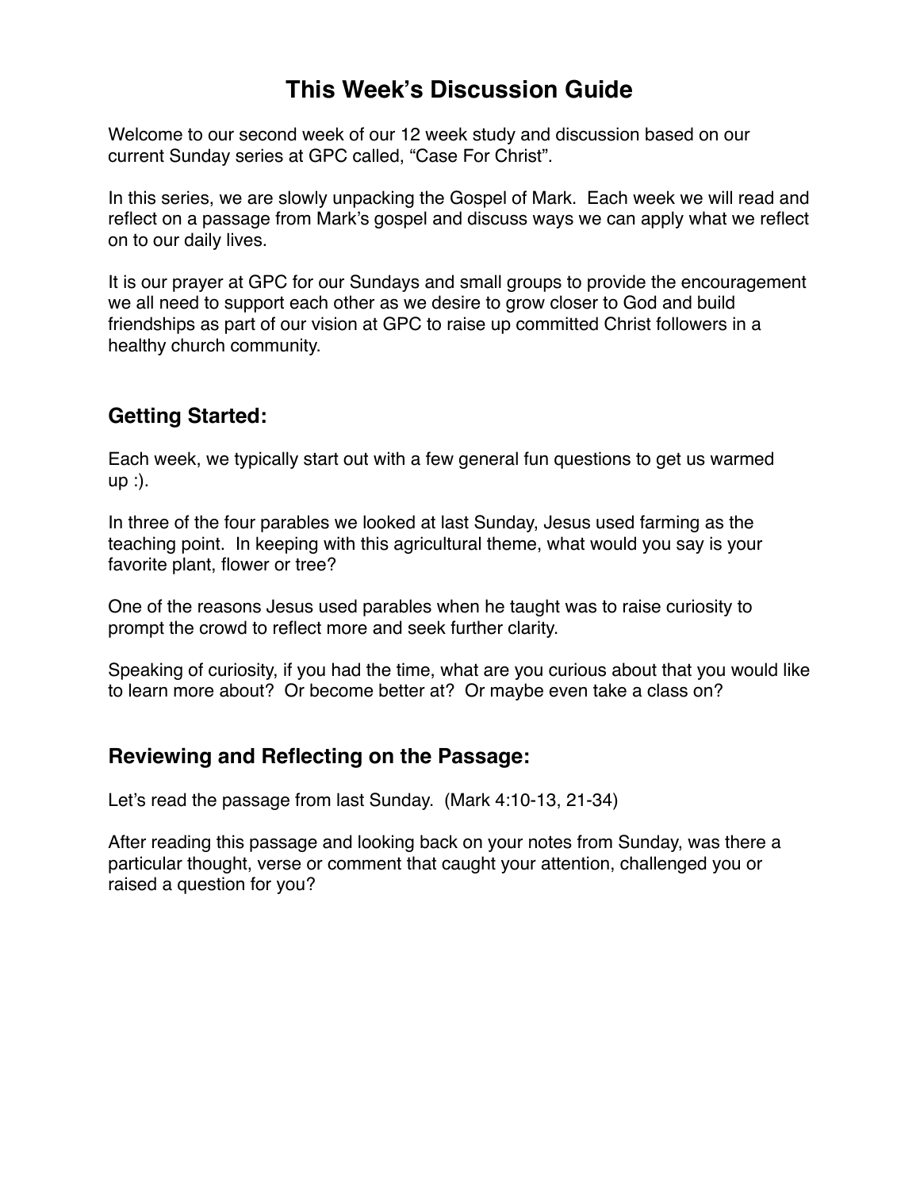# This Week's Discussion Guide

Welcome to our second week of our 12 week study and discussion based on our current Sunday series at GPC called, "Case For Christ".

In this series, we are slowly unpacking the Gospel of Mark. Each week we will read and reflect on a passage from Mark's gospel and discuss ways we can apply what we reflect on to our daily lives.

It is our prayer at GPC for our Sundays and small groups to provide the encouragement we all need to support each other as we desire to grow closer to God and build friendships as part of our vision at GPC to raise up committed Christ followers in a healthy church community.

## Getting Started:

Each week, we typically start out with a few general fun questions to get us warmed up :).

In three of the four parables we looked at last Sunday, Jesus used farming as the teaching point. In keeping with this agricultural theme, what would you say is your favorite plant, flower or tree?

One of the reasons Jesus used parables when he taught was to raise curiosity to prompt the crowd to reflect more and seek further clarity.

Speaking of curiosity, if you had the time, what are you curious about that you would like to learn more about? Or become better at? Or maybe even take a class on?

## Reviewing and Reflecting on the Passage:

Let's read the passage from last Sunday. (Mark 4:10-13, 21-34)

After reading this passage and looking back on your notes from Sunday, was there a particular thought, verse or comment that caught your attention, challenged you or raised a question for you?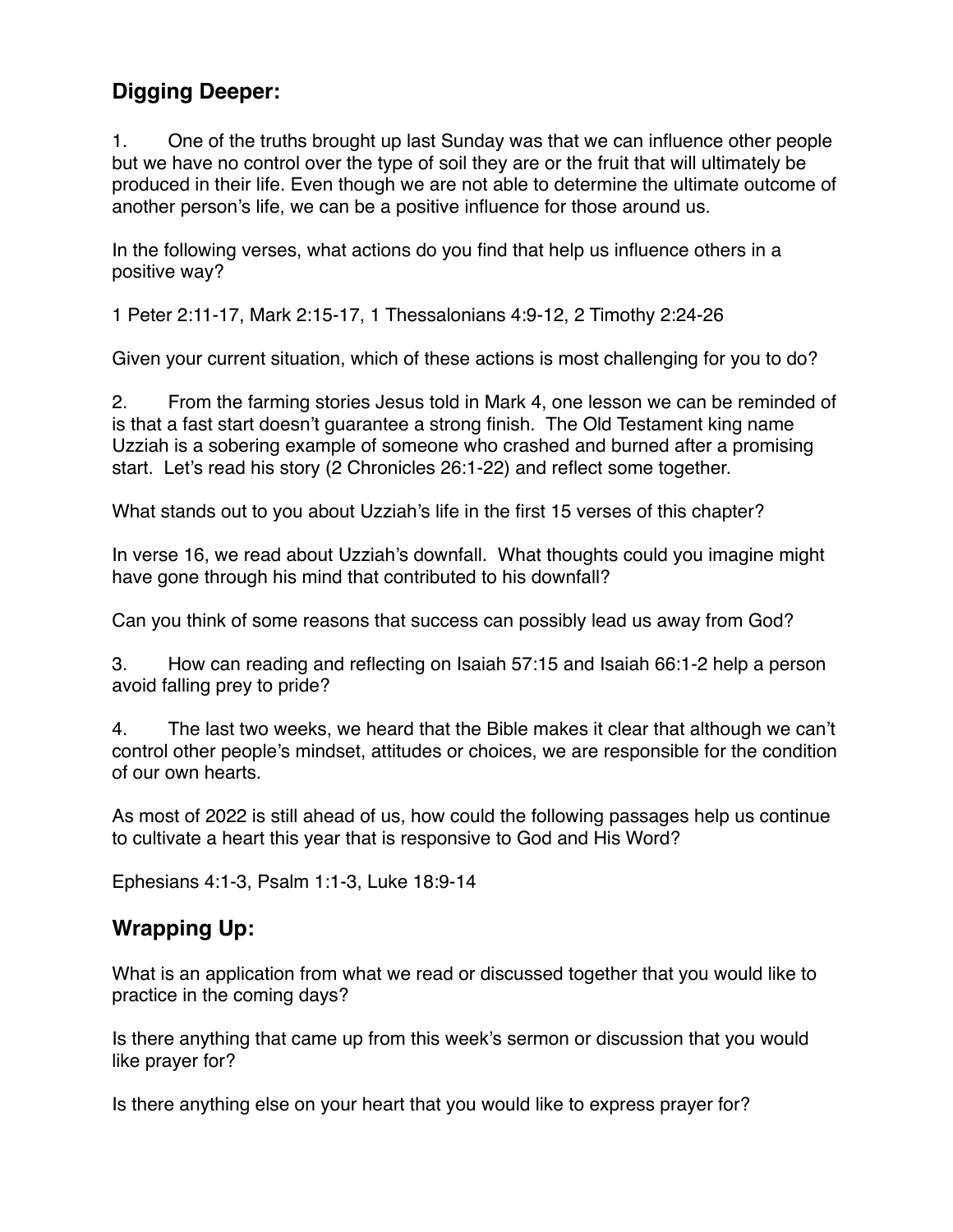## Digging Deeper:

1. One of the truths brought up last Sunday was that we can influence other people but we have no control over the type of soil they are or the fruit that will ultimately be produced in their life. Even though we are not able to determine the ultimate outcome of another person's life, we can be a positive influence for those around us.

In the following verses, what actions do you find that help us influence others in a positive way?

1 Peter 2:11-17, Mark 2:15-17, 1 Thessalonians 4:9-12, 2 Timothy 2:24-26

Given your current situation, which of these actions is most challenging for you to do?

2. From the farming stories Jesus told in Mark 4, one lesson we can be reminded of is that a fast start doesn't guarantee a strong finish. The Old Testament king name Uzziah is a sobering example of someone who crashed and burned after a promising start. Let's read his story (2 Chronicles 26:1-22) and reflect some together.

What stands out to you about Uzziah's life in the first 15 verses of this chapter?

In verse 16, we read about Uzziah's downfall. What thoughts could you imagine might have gone through his mind that contributed to his downfall?

Can you think of some reasons that success can possibly lead us away from God?

3. How can reading and reflecting on Isaiah 57:15 and Isaiah 66:1-2 help a person avoid falling prey to pride?

4. The last two weeks, we heard that the Bible makes it clear that although we can't control other people's mindset, attitudes or choices, we are responsible for the condition of our own hearts.

As most of 2022 is still ahead of us, how could the following passages help us continue to cultivate a heart this year that is responsive to God and His Word?

Ephesians 4:1-3, Psalm 1:1-3, Luke 18:9-14

## Wrapping Up:

What is an application from what we read or discussed together that you would like to practice in the coming days?

Is there anything that came up from this week's sermon or discussion that you would like prayer for?

Is there anything else on your heart that you would like to express prayer for?